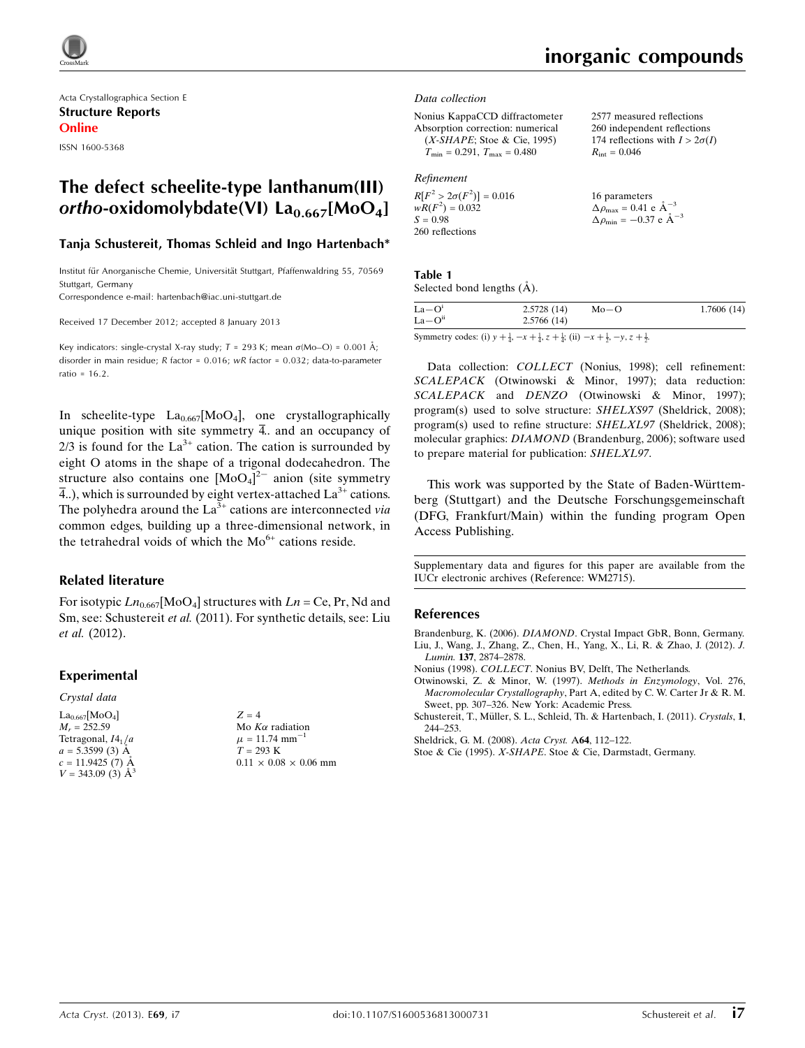Acta Crystallographica Section E

**Structure Reports**

**Online**

ISSN 1600-5368

# The defect scheelite-type lanthanum(III) *ortho*-oxidomolybdate(VI) $La_{0.667}[MoO_4]$

**Tanja Schustereit, Thomas Schleid and Ingo Hartenbach***

Institut für Anorganische Chemie, Universität Stuttgart, Pfaffenwaldring 55, 70569 Stuttgart, Germany

Correspondence e-mail: hartenbach@iac.uni-stuttgart.de

Received 17 December 2012; accepted 8 January 2013

Key indicators: single-crystal X-ray study; $T$ = 293 K; mean $\sigma$(Mo–O) = 0.001 Å; disorder in main residue; $R$ factor = 0.016; $wR$ factor = 0.032; data-to-parameter ratio = 16.2.

In scheelite-type $La_{0.667}[MoO_4]$, one crystallographically unique position with site symmetry $\overline{4}$.. and an occupancy of 2/3 is found for the $La^{3+}$ cation. The cation is surrounded by eight O atoms in the shape of a trigonal dodecahedron. The structure also contains one $[MoO_4]^{2-}$ anion (site symmetry $\overline{4}$..), which is surrounded by eight vertex-attached $La^{3+}$ cations. The polyhedra around the $La^{3+}$ cations are interconnected *via* common edges, building up a three-dimensional network, in the tetrahedral voids of which the $Mo^{6+}$ cations reside.

## Related literature

For isotypic $Ln_{0.667}[MoO_4]$ structures with $Ln$ = Ce, Pr, Nd and Sm, see: Schustereit *et al.* (2011). For synthetic details, see: Liu *et al.* (2012).

## Experimental

*Crystal data*

$La_{0.667}[MoO_4]$
$M_r$ = 252.59
Tetragonal, $I4_1/a$
$a$ = 5.3599 (3) Å
$c$ = 11.9425 (7) Å
$V$ = 343.09 (3) Å$^3$
$Z$ = 4
Mo $K\alpha$ radiation
$\mu$ = 11.74 mm$^{-1}$
$T$ = 293 K
0.11 × 0.08 × 0.06 mm

*Data collection*

Nonius KappaCCD diffractometer
Absorption correction: numerical (*X-SHAPE*; Stoe & Cie, 1995)
$T_{min}$ = 0.291, $T_{max}$ = 0.480
2577 measured reflections
260 independent reflections
174 reflections with $I > 2\sigma(I)$
$R_{int}$ = 0.046

*Refinement*

$R[F^2 > 2\sigma(F^2)]$ = 0.016
$wR(F^2)$ = 0.032
$S$ = 0.98
260 reflections
16 parameters
$\Delta\rho_{max}$ = 0.41 e Å$^{-3}$
$\Delta\rho_{min}$ = −0.37 e Å$^{-3}$

**Table 1**
Selected bond lengths (Å).

| | | | |
|---|---|---|---|
| La—O$^i$ | 2.5728 (14) | Mo—O | 1.7606 (14) |
| La—O$^{ii}$ | 2.5766 (14) | | |

Symmetry codes: (i) $y+\frac{1}{4}, -x+\frac{1}{4}, z+\frac{1}{4}$; (ii) $-x+\frac{1}{2}, -y, z+\frac{1}{2}$.

Data collection: *COLLECT* (Nonius, 1998); cell refinement: *SCALEPACK* (Otwinowski & Minor, 1997); data reduction: *SCALEPACK* and *DENZO* (Otwinowski & Minor, 1997); program(s) used to solve structure: *SHELXS97* (Sheldrick, 2008); program(s) used to refine structure: *SHELXL97* (Sheldrick, 2008); molecular graphics: *DIAMOND* (Brandenburg, 2006); software used to prepare material for publication: *SHELXL97*.

This work was supported by the State of Baden-Württemberg (Stuttgart) and the Deutsche Forschungsgemeinschaft (DFG, Frankfurt/Main) within the funding program Open Access Publishing.

Supplementary data and figures for this paper are available from the IUCr electronic archives (Reference: WM2715).

## References

Brandenburg, K. (2006). *DIAMOND*. Crystal Impact GbR, Bonn, Germany.
Liu, J., Wang, J., Zhang, Z., Chen, H., Yang, X., Li, R. & Zhao, J. (2012). *J. Lumin.* **137**, 2874–2878.
Nonius (1998). *COLLECT*. Nonius BV, Delft, The Netherlands.
Otwinowski, Z. & Minor, W. (1997). *Methods in Enzymology*, Vol. 276, *Macromolecular Crystallography*, Part A, edited by C. W. Carter Jr & R. M. Sweet, pp. 307–326. New York: Academic Press.
Schustereit, T., Müller, S. L., Schleid, Th. & Hartenbach, I. (2011). *Crystals*, **1**, 244–253.
Sheldrick, G. M. (2008). *Acta Cryst.* A**64**, 112–122.
Stoe & Cie (1995). *X-SHAPE*. Stoe & Cie, Darmstadt, Germany.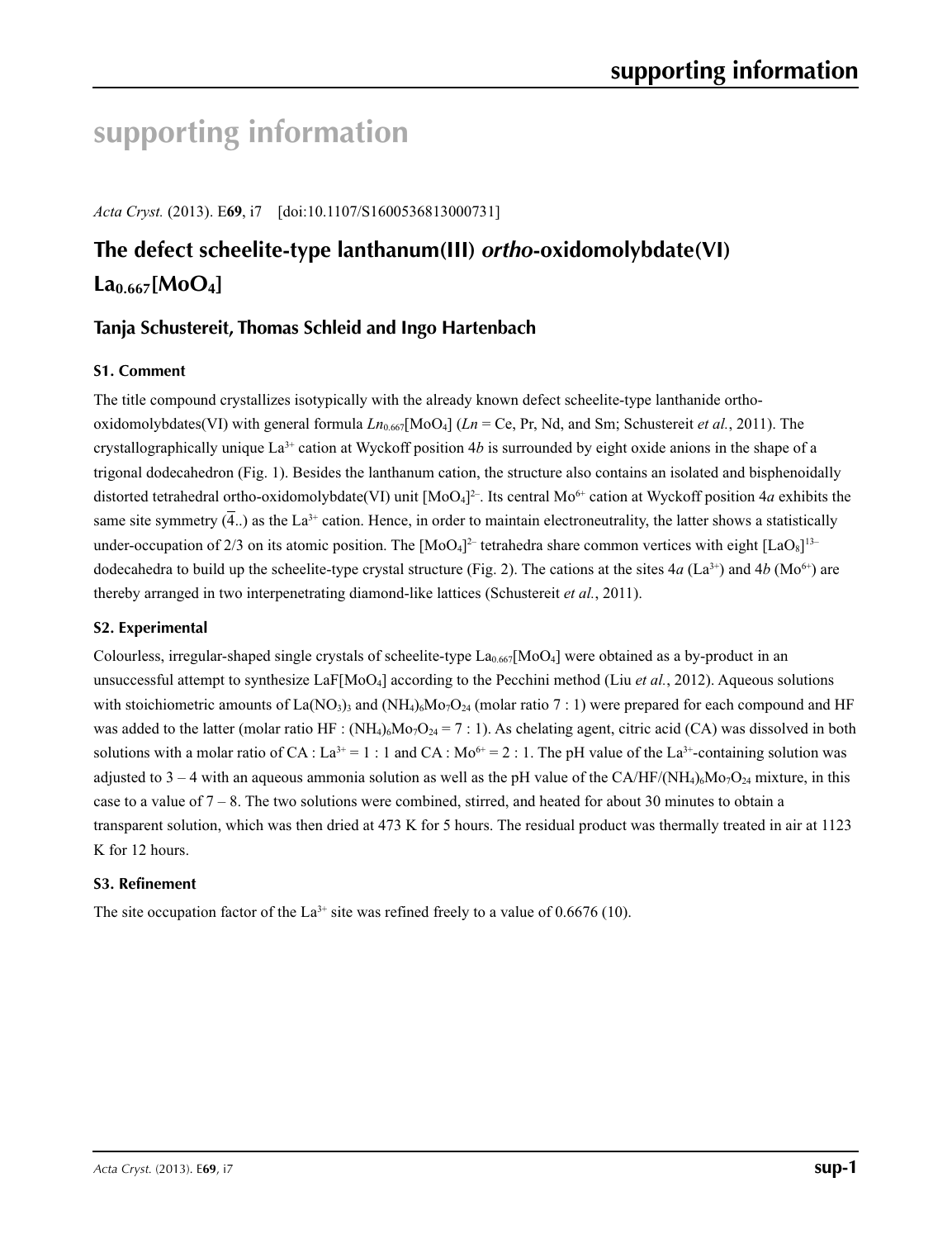# supporting information

*Acta Cryst.* (2013). E**69**, i7 [doi:10.1107/S1600536813000731]

## The defect scheelite-type lanthanum(III) *ortho*-oxidomolybdate(VI) $La_{0.667}[MoO_4]$

### Tanja Schustereit, Thomas Schleid and Ingo Hartenbach

### S1. Comment

The title compound crystallizes isotypically with the already known defect scheelite-type lanthanide ortho-oxidomolybdates(VI) with general formula $Ln_{0.667}[MoO_4]$ (*Ln* = Ce, Pr, Nd, and Sm; Schustereit *et al.*, 2011). The crystallographically unique $La^{3+}$ cation at Wyckoff position 4*b* is surrounded by eight oxide anions in the shape of a trigonal dodecahedron (Fig. 1). Besides the lanthanum cation, the structure also contains an isolated and bisphenoidally distorted tetrahedral ortho-oxidomolybdate(VI) unit $[MoO_4]^{2-}$. Its central $Mo^{6+}$ cation at Wyckoff position 4*a* exhibits the same site symmetry ($\bar{4}$..) as the $La^{3+}$ cation. Hence, in order to maintain electroneutrality, the latter shows a statistically under-occupation of 2/3 on its atomic position. The $[MoO_4]^{2-}$ tetrahedra share common vertices with eight $[LaO_8]^{13-}$ dodecahedra to build up the scheelite-type crystal structure (Fig. 2). The cations at the sites 4*a* ($La^{3+}$) and 4*b* ($Mo^{6+}$) are thereby arranged in two interpenetrating diamond-like lattices (Schustereit *et al.*, 2011).

### S2. Experimental

Colourless, irregular-shaped single crystals of scheelite-type $La_{0.667}[MoO_4]$ were obtained as a by-product in an unsuccessful attempt to synthesize $LaF[MoO_4]$ according to the Pecchini method (Liu *et al.*, 2012). Aqueous solutions with stoichiometric amounts of $La(NO_3)_3$ and $(NH_4)_6Mo_7O_{24}$ (molar ratio 7 : 1) were prepared for each compound and HF was added to the latter (molar ratio HF : $(NH_4)_6Mo_7O_{24}$ = 7 : 1). As chelating agent, citric acid (CA) was dissolved in both solutions with a molar ratio of CA : $La^{3+}$ = 1 : 1 and CA : $Mo^{6+}$ = 2 : 1. The pH value of the $La^{3+}$-containing solution was adjusted to 3 – 4 with an aqueous ammonia solution as well as the pH value of the CA/HF/$(NH_4)_6Mo_7O_{24}$ mixture, in this case to a value of 7 – 8. The two solutions were combined, stirred, and heated for about 30 minutes to obtain a transparent solution, which was then dried at 473 K for 5 hours. The residual product was thermally treated in air at 1123 K for 12 hours.

### S3. Refinement

The site occupation factor of the $La^{3+}$ site was refined freely to a value of 0.6676 (10).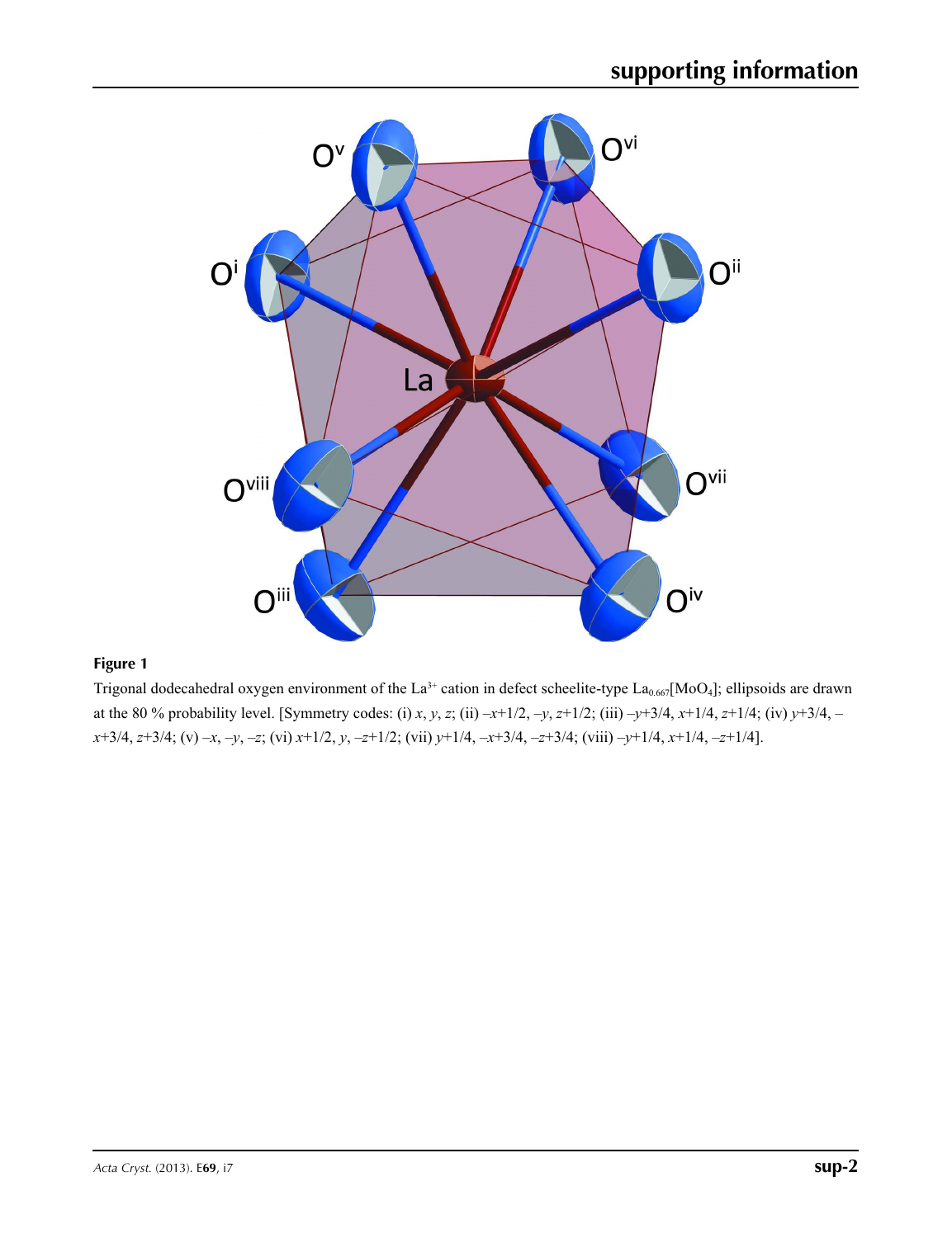**Figure 1**

Trigonal dodecahedral oxygen environment of the $La^{3+}$ cation in defect scheelite-type $La_{0.667}[MoO_4]$; ellipsoids are drawn at the 80 % probability level. [Symmetry codes: (i) *x*, *y*, *z*; (ii) –*x*+1/2, –*y*, *z*+1/2; (iii) –*y*+3/4, *x*+1/4, *z*+1/4; (iv) *y*+3/4, –*x*+3/4, *z*+3/4; (v) –*x*, –*y*, –*z*; (vi) *x*+1/2, *y*, –*z*+1/2; (vii) *y*+1/4, –*x*+3/4, –*z*+3/4; (viii) –*y*+1/4, *x*+1/4, –*z*+1/4].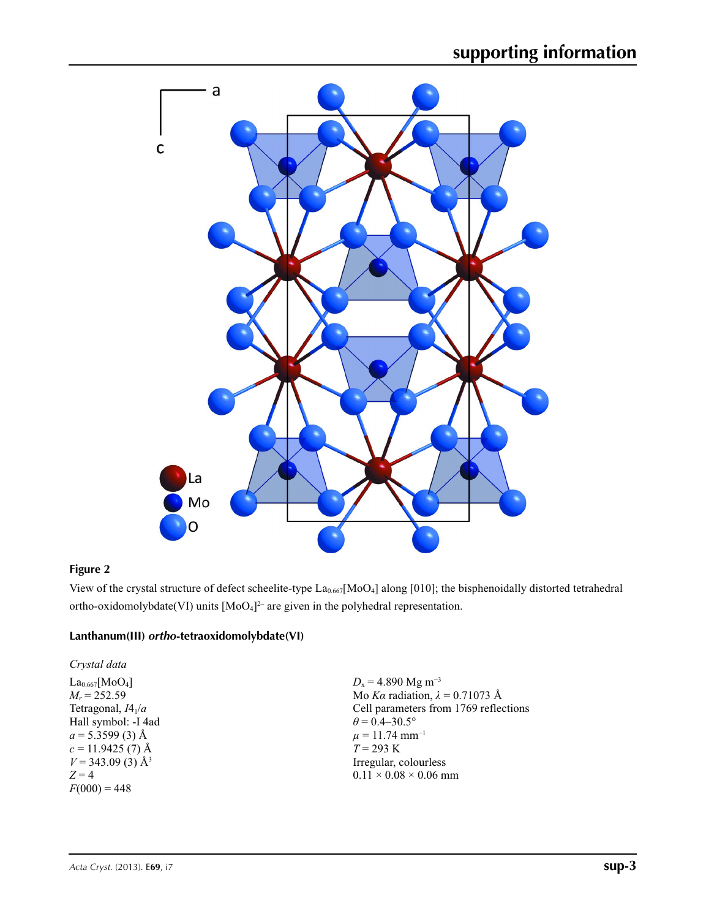**Figure 2**

View of the crystal structure of defect scheelite-type $La_{0.667}[MoO_4]$ along [010]; the bisphenoidally distorted tetrahedral ortho-oxidomolybdate(VI) units $[MoO_4]^{2-}$ are given in the polyhedral representation.

## Lanthanum(III) *ortho*-tetraoxidomolybdate(VI)

### *Crystal data*

$La_{0.667}[MoO_4]$
$M_r = 252.59$
Tetragonal, $I4_1/a$
Hall symbol: -I 4ad
$a = 5.3599$ (3) Å
$c = 11.9425$ (7) Å
$V = 343.09$ (3) Å$^3$
$Z = 4$
$F(000) = 448$

$D_x = 4.890$ Mg m$^{-3}$
Mo $K\alpha$ radiation, $\lambda = 0.71073$ Å
Cell parameters from 1769 reflections
$\theta = 0.4$–$30.5°$
$\mu = 11.74$ mm$^{-1}$
$T = 293$ K
Irregular, colourless
$0.11 \times 0.08 \times 0.06$ mm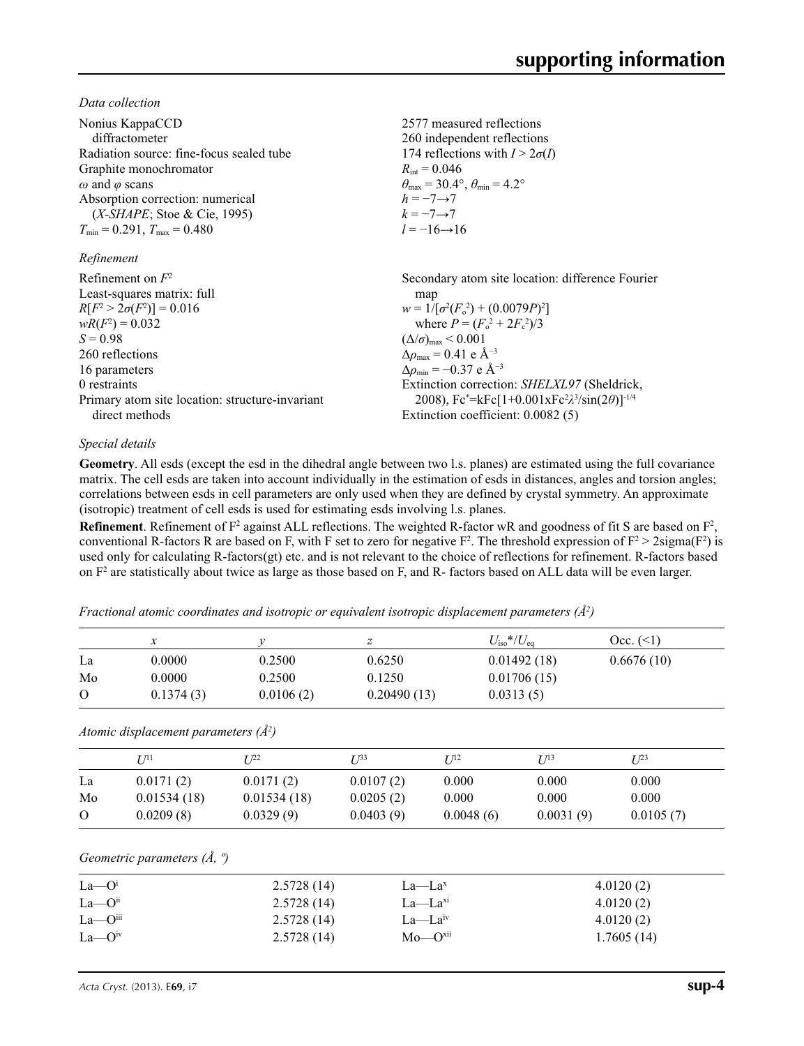*Data collection*

Nonius KappaCCD diffractometer
Radiation source: fine-focus sealed tube
Graphite monochromator
$\omega$ and $\varphi$ scans
Absorption correction: numerical (*X-SHAPE*; Stoe & Cie, 1995)
$T_{min} = 0.291$, $T_{max} = 0.480$

2577 measured reflections
260 independent reflections
174 reflections with $I > 2\sigma(I)$
$R_{int} = 0.046$
$\theta_{max} = 30.4°$, $\theta_{min} = 4.2°$
$h = -7 \rightarrow 7$
$k = -7 \rightarrow 7$
$l = -16 \rightarrow 16$

*Refinement*

Refinement on $F^2$
Least-squares matrix: full
$R[F^2 > 2\sigma(F^2)] = 0.016$
$wR(F^2) = 0.032$
$S = 0.98$
260 reflections
16 parameters
0 restraints
Primary atom site location: structure-invariant direct methods

Secondary atom site location: difference Fourier map
$w = 1/[\sigma^2(F_o^2) + (0.0079P)^2]$
where $P = (F_o^2 + 2F_c^2)/3$
$(\Delta/\sigma)_{max} < 0.001$
$\Delta\rho_{max} = 0.41$ e Å$^{-3}$
$\Delta\rho_{min} = -0.37$ e Å$^{-3}$
Extinction correction: *SHELXL97* (Sheldrick, 2008), $Fc^* = kFc[1+0.001xFc^2\lambda^3/\sin(2\theta)]^{-1/4}$
Extinction coefficient: 0.0082 (5)

*Special details*

**Geometry**. All esds (except the esd in the dihedral angle between two l.s. planes) are estimated using the full covariance matrix. The cell esds are taken into account individually in the estimation of esds in distances, angles and torsion angles; correlations between esds in cell parameters are only used when they are defined by crystal symmetry. An approximate (isotropic) treatment of cell esds is used for estimating esds involving l.s. planes.

**Refinement**. Refinement of $F^2$ against ALL reflections. The weighted R-factor wR and goodness of fit S are based on $F^2$, conventional R-factors R are based on F, with F set to zero for negative $F^2$. The threshold expression of $F^2 > 2\text{sigma}(F^2)$ is used only for calculating R-factors(gt) etc. and is not relevant to the choice of reflections for refinement. R-factors based on $F^2$ are statistically about twice as large as those based on F, and R- factors based on ALL data will be even larger.

*Fractional atomic coordinates and isotropic or equivalent isotropic displacement parameters (Å$^2$)*

| | $x$ | $y$ | $z$ | $U_{iso}$*/$U_{eq}$ | Occ. (<1) |
|---|---|---|---|---|---|
| La | 0.0000 | 0.2500 | 0.6250 | 0.01492 (18) | 0.6676 (10) |
| Mo | 0.0000 | 0.2500 | 0.1250 | 0.01706 (15) | |
| O | 0.1374 (3) | 0.0106 (2) | 0.20490 (13) | 0.0313 (5) | |

*Atomic displacement parameters (Å$^2$)*

| | $U^{11}$ | $U^{22}$ | $U^{33}$ | $U^{12}$ | $U^{13}$ | $U^{23}$ |
|---|---|---|---|---|---|---|
| La | 0.0171 (2) | 0.0171 (2) | 0.0107 (2) | 0.000 | 0.000 | 0.000 |
| Mo | 0.01534 (18) | 0.01534 (18) | 0.0205 (2) | 0.000 | 0.000 | 0.000 |
| O | 0.0209 (8) | 0.0329 (9) | 0.0403 (9) | 0.0048 (6) | 0.0031 (9) | 0.0105 (7) |

*Geometric parameters (Å, º)*

| | | | |
|---|---|---|---|
| La—O$^{i}$ | 2.5728 (14) | La—La$^{x}$ | 4.0120 (2) |
| La—O$^{ii}$ | 2.5728 (14) | La—La$^{xi}$ | 4.0120 (2) |
| La—O$^{iii}$ | 2.5728 (14) | La—La$^{iv}$ | 4.0120 (2) |
| La—O$^{iv}$ | 2.5728 (14) | Mo—O$^{xii}$ | 1.7605 (14) |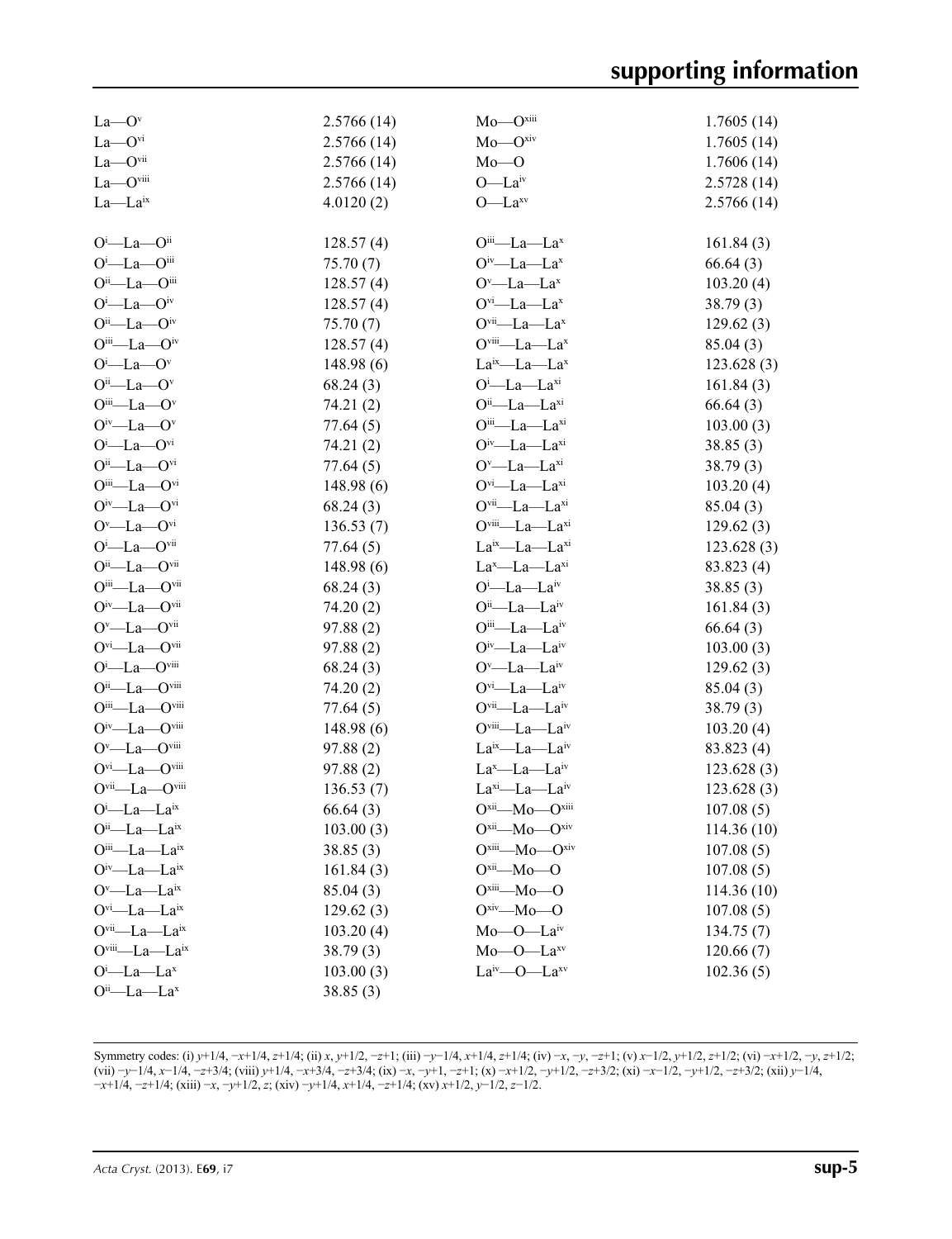| | | | |
|---|---|---|---|
| La—O$^{v}$ | 2.5766 (14) | Mo—O$^{xiii}$ | 1.7605 (14) |
| La—O$^{vi}$ | 2.5766 (14) | Mo—O$^{xiv}$ | 1.7605 (14) |
| La—O$^{vii}$ | 2.5766 (14) | Mo—O | 1.7606 (14) |
| La—O$^{viii}$ | 2.5766 (14) | O—La$^{iv}$ | 2.5728 (14) |
| La—La$^{ix}$ | 4.0120 (2) | O—La$^{xv}$ | 2.5766 (14) |
| | | | |
| O$^{i}$—La—O$^{ii}$ | 128.57 (4) | O$^{iii}$—La—La$^{x}$ | 161.84 (3) |
| O$^{i}$—La—O$^{iii}$ | 75.70 (7) | O$^{iv}$—La—La$^{x}$ | 66.64 (3) |
| O$^{ii}$—La—O$^{iii}$ | 128.57 (4) | O$^{v}$—La—La$^{x}$ | 103.20 (4) |
| O$^{i}$—La—O$^{iv}$ | 128.57 (4) | O$^{vi}$—La—La$^{x}$ | 38.79 (3) |
| O$^{ii}$—La—O$^{iv}$ | 75.70 (7) | O$^{vii}$—La—La$^{x}$ | 129.62 (3) |
| O$^{iii}$—La—O$^{iv}$ | 128.57 (4) | O$^{viii}$—La—La$^{x}$ | 85.04 (3) |
| O$^{i}$—La—O$^{v}$ | 148.98 (6) | La$^{ix}$—La—La$^{x}$ | 123.628 (3) |
| O$^{ii}$—La—O$^{v}$ | 68.24 (3) | O$^{i}$—La—La$^{xi}$ | 161.84 (3) |
| O$^{iii}$—La—O$^{v}$ | 74.21 (2) | O$^{ii}$—La—La$^{xi}$ | 66.64 (3) |
| O$^{iv}$—La—O$^{v}$ | 77.64 (5) | O$^{iii}$—La—La$^{xi}$ | 103.00 (3) |
| O$^{i}$—La—O$^{vi}$ | 74.21 (2) | O$^{iv}$—La—La$^{xi}$ | 38.85 (3) |
| O$^{ii}$—La—O$^{vi}$ | 77.64 (5) | O$^{v}$—La—La$^{xi}$ | 38.79 (3) |
| O$^{iii}$—La—O$^{vi}$ | 148.98 (6) | O$^{vi}$—La—La$^{xi}$ | 103.20 (4) |
| O$^{iv}$—La—O$^{vi}$ | 68.24 (3) | O$^{vii}$—La—La$^{xi}$ | 85.04 (3) |
| O$^{v}$—La—O$^{vi}$ | 136.53 (7) | O$^{viii}$—La—La$^{xi}$ | 129.62 (3) |
| O$^{i}$—La—O$^{vii}$ | 77.64 (5) | La$^{ix}$—La—La$^{xi}$ | 123.628 (3) |
| O$^{ii}$—La—O$^{vii}$ | 148.98 (6) | La$^{x}$—La—La$^{xi}$ | 83.823 (4) |
| O$^{iii}$—La—O$^{vii}$ | 68.24 (3) | O$^{i}$—La—La$^{iv}$ | 38.85 (3) |
| O$^{iv}$—La—O$^{vii}$ | 74.20 (2) | O$^{ii}$—La—La$^{iv}$ | 161.84 (3) |
| O$^{v}$—La—O$^{vii}$ | 97.88 (2) | O$^{iii}$—La—La$^{iv}$ | 66.64 (3) |
| O$^{vi}$—La—O$^{vii}$ | 97.88 (2) | O$^{iv}$—La—La$^{iv}$ | 103.00 (3) |
| O$^{i}$—La—O$^{viii}$ | 68.24 (3) | O$^{v}$—La—La$^{iv}$ | 129.62 (3) |
| O$^{ii}$—La—O$^{viii}$ | 74.20 (2) | O$^{vi}$—La—La$^{iv}$ | 85.04 (3) |
| O$^{iii}$—La—O$^{viii}$ | 77.64 (5) | O$^{vii}$—La—La$^{iv}$ | 38.79 (3) |
| O$^{iv}$—La—O$^{viii}$ | 148.98 (6) | O$^{viii}$—La—La$^{iv}$ | 103.20 (4) |
| O$^{v}$—La—O$^{viii}$ | 97.88 (2) | La$^{ix}$—La—La$^{iv}$ | 83.823 (4) |
| O$^{vi}$—La—O$^{viii}$ | 97.88 (2) | La$^{x}$—La—La$^{iv}$ | 123.628 (3) |
| O$^{vii}$—La—O$^{viii}$ | 136.53 (7) | La$^{xi}$—La—La$^{iv}$ | 123.628 (3) |
| O$^{i}$—La—La$^{ix}$ | 66.64 (3) | O$^{xii}$—Mo—O$^{xiii}$ | 107.08 (5) |
| O$^{ii}$—La—La$^{ix}$ | 103.00 (3) | O$^{xii}$—Mo—O$^{xiv}$ | 114.36 (10) |
| O$^{iii}$—La—La$^{ix}$ | 38.85 (3) | O$^{xiii}$—Mo—O$^{xiv}$ | 107.08 (5) |
| O$^{iv}$—La—La$^{ix}$ | 161.84 (3) | O$^{xii}$—Mo—O | 107.08 (5) |
| O$^{v}$—La—La$^{ix}$ | 85.04 (3) | O$^{xiii}$—Mo—O | 114.36 (10) |
| O$^{vi}$—La—La$^{ix}$ | 129.62 (3) | O$^{xiv}$—Mo—O | 107.08 (5) |
| O$^{vii}$—La—La$^{ix}$ | 103.20 (4) | Mo—O—La$^{iv}$ | 134.75 (7) |
| O$^{viii}$—La—La$^{ix}$ | 38.79 (3) | Mo—O—La$^{xv}$ | 120.66 (7) |
| O$^{i}$—La—La$^{x}$ | 103.00 (3) | La$^{iv}$—O—La$^{xv}$ | 102.36 (5) |
| O$^{ii}$—La—La$^{x}$ | 38.85 (3) | | |

Symmetry codes: (i) $y+1/4, -x+1/4, z+1/4$; (ii) $x, y+1/2, -z+1$; (iii) $-y-1/4, x+1/4, z+1/4$; (iv) $-x, -y, -z+1$; (v) $x-1/2, y+1/2, z+1/2$; (vi) $-x+1/2, -y, z+1/2$; (vii) $-y-1/4, x-1/4, -z+3/4$; (viii) $y+1/4, -x+3/4, -z+3/4$; (ix) $-x, -y+1, -z+1$; (x) $-x+1/2, -y+1/2, -z+3/2$; (xi) $-x-1/2, -y+1/2, -z+3/2$; (xii) $y-1/4, -x+1/4, -z+1/4$; (xiii) $-x, -y+1/2, z$; (xiv) $-y+1/4, x+1/4, -z+1/4$; (xv) $x+1/2, y-1/2, z-1/2$.